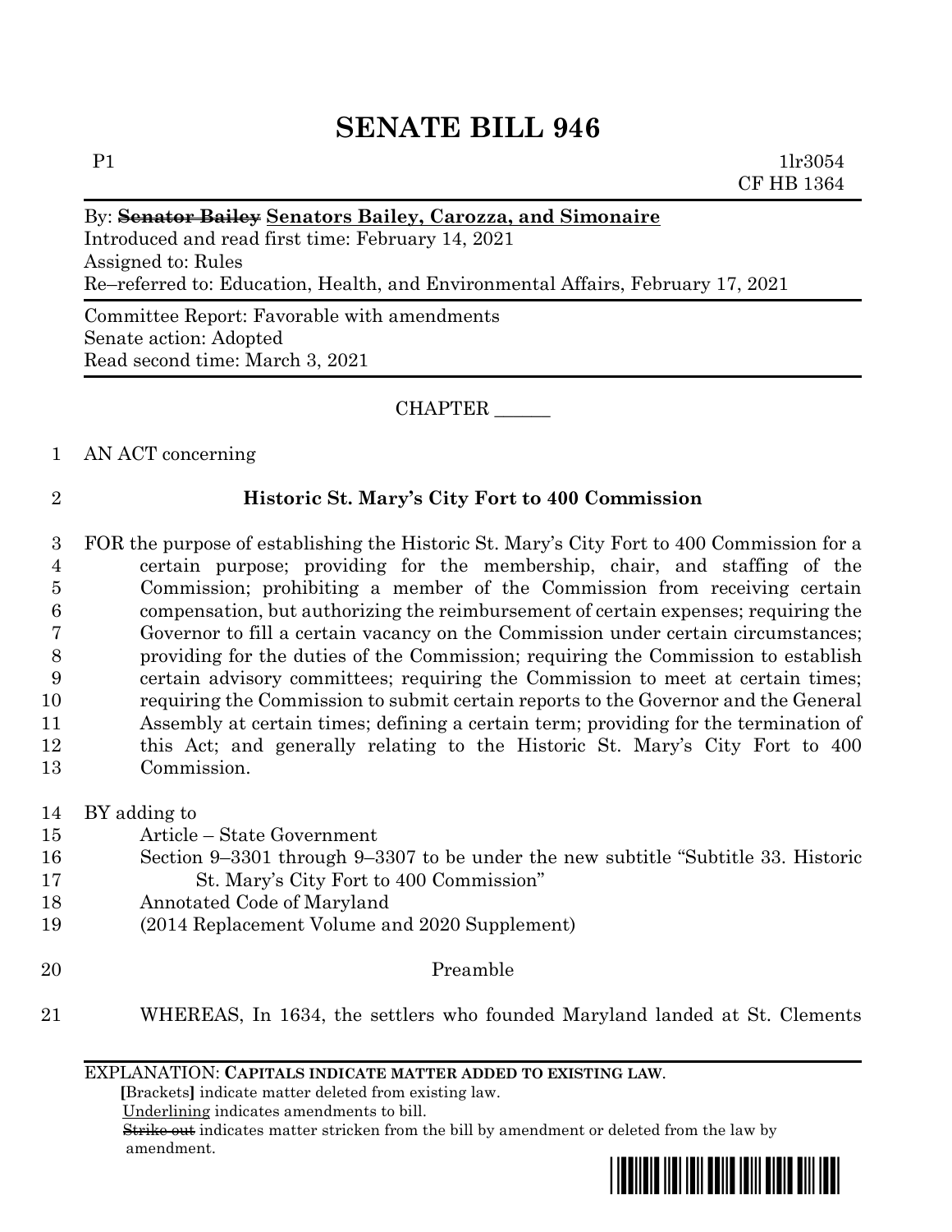# SENATE BILL 946

P1 1lr3054
CF HB 1364

By: ~~Senator Bailey~~ Senators Bailey, Carozza, and Simonaire
Introduced and read first time: February 14, 2021
Assigned to: Rules
Re–referred to: Education, Health, and Environmental Affairs, February 17, 2021

Committee Report: Favorable with amendments
Senate action: Adopted
Read second time: March 3, 2021

CHAPTER ______

1 AN ACT concerning

2 **Historic St. Mary's City Fort to 400 Commission**

3 FOR the purpose of establishing the Historic St. Mary's City Fort to 400 Commission for a
4 certain purpose; providing for the membership, chair, and staffing of the
5 Commission; prohibiting a member of the Commission from receiving certain
6 compensation, but authorizing the reimbursement of certain expenses; requiring the
7 Governor to fill a certain vacancy on the Commission under certain circumstances;
8 providing for the duties of the Commission; requiring the Commission to establish
9 certain advisory committees; requiring the Commission to meet at certain times;
10 requiring the Commission to submit certain reports to the Governor and the General
11 Assembly at certain times; defining a certain term; providing for the termination of
12 this Act; and generally relating to the Historic St. Mary's City Fort to 400
13 Commission.

14 BY adding to
15 Article – State Government
16 Section 9–3301 through 9–3307 to be under the new subtitle "Subtitle 33. Historic
17 St. Mary's City Fort to 400 Commission"
18 Annotated Code of Maryland
19 (2014 Replacement Volume and 2020 Supplement)

20 Preamble

21 WHEREAS, In 1634, the settlers who founded Maryland landed at St. Clements

EXPLANATION: **CAPITALS INDICATE MATTER ADDED TO EXISTING LAW.**
**[**Brackets**]** indicate matter deleted from existing law.
Underlining indicates amendments to bill.
~~Strike out~~ indicates matter stricken from the bill by amendment or deleted from the law by amendment.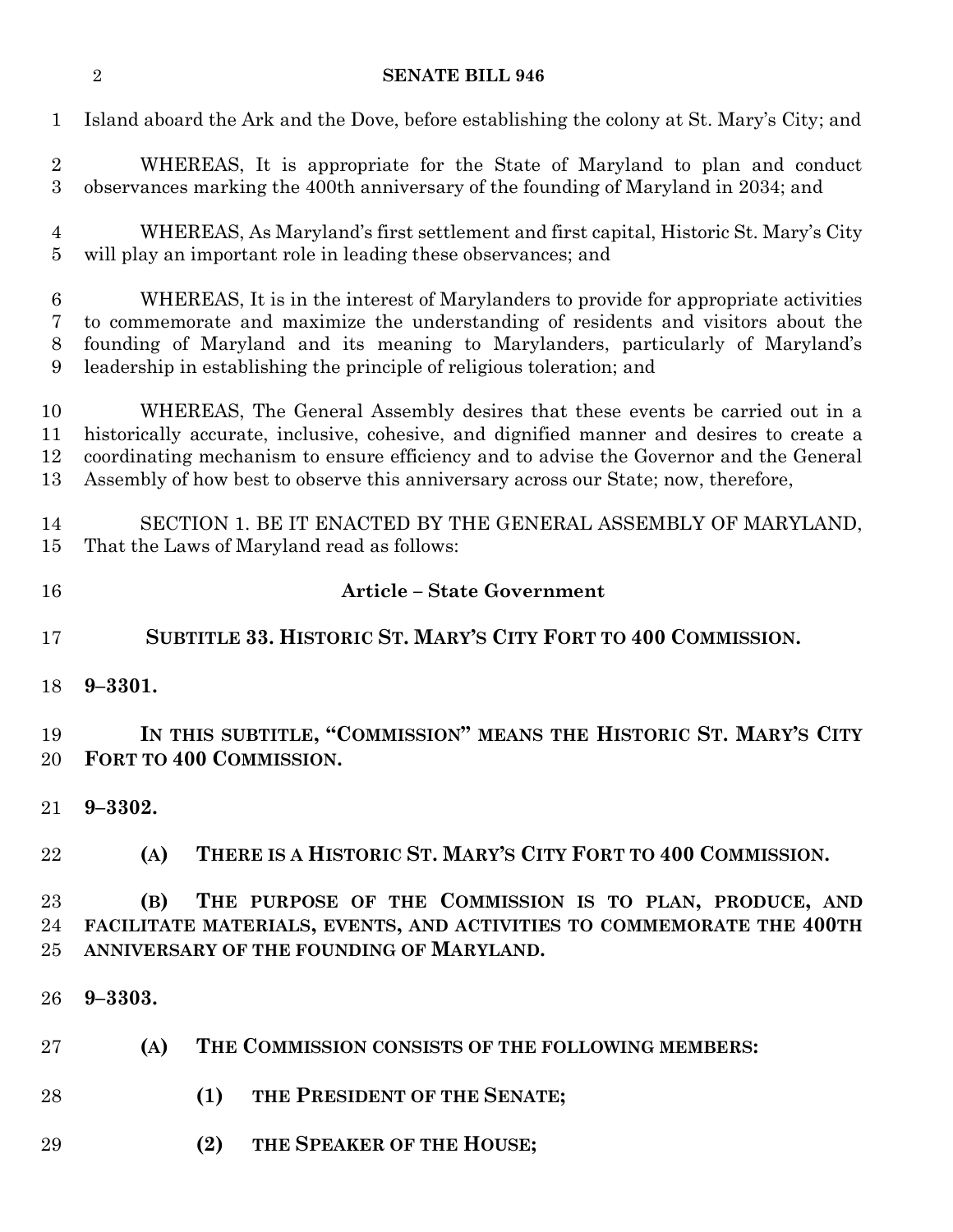Island aboard the Ark and the Dove, before establishing the colony at St. Mary's City; and

WHEREAS, It is appropriate for the State of Maryland to plan and conduct observances marking the 400th anniversary of the founding of Maryland in 2034; and

WHEREAS, As Maryland's first settlement and first capital, Historic St. Mary's City will play an important role in leading these observances; and

WHEREAS, It is in the interest of Marylanders to provide for appropriate activities to commemorate and maximize the understanding of residents and visitors about the founding of Maryland and its meaning to Marylanders, particularly of Maryland's leadership in establishing the principle of religious toleration; and

WHEREAS, The General Assembly desires that these events be carried out in a historically accurate, inclusive, cohesive, and dignified manner and desires to create a coordinating mechanism to ensure efficiency and to advise the Governor and the General Assembly of how best to observe this anniversary across our State; now, therefore,

SECTION 1. BE IT ENACTED BY THE GENERAL ASSEMBLY OF MARYLAND, That the Laws of Maryland read as follows:

**Article – State Government**

**SUBTITLE 33. HISTORIC ST. MARY'S CITY FORT TO 400 COMMISSION.**

**9–3301.**

**IN THIS SUBTITLE, "COMMISSION" MEANS THE HISTORIC ST. MARY'S CITY FORT TO 400 COMMISSION.**

**9–3302.**

**(A) THERE IS A HISTORIC ST. MARY'S CITY FORT TO 400 COMMISSION.**

**(B) THE PURPOSE OF THE COMMISSION IS TO PLAN, PRODUCE, AND FACILITATE MATERIALS, EVENTS, AND ACTIVITIES TO COMMEMORATE THE 400TH ANNIVERSARY OF THE FOUNDING OF MARYLAND.**

**9–3303.**

**(A) THE COMMISSION CONSISTS OF THE FOLLOWING MEMBERS:**

**(1) THE PRESIDENT OF THE SENATE;**

**(2) THE SPEAKER OF THE HOUSE;**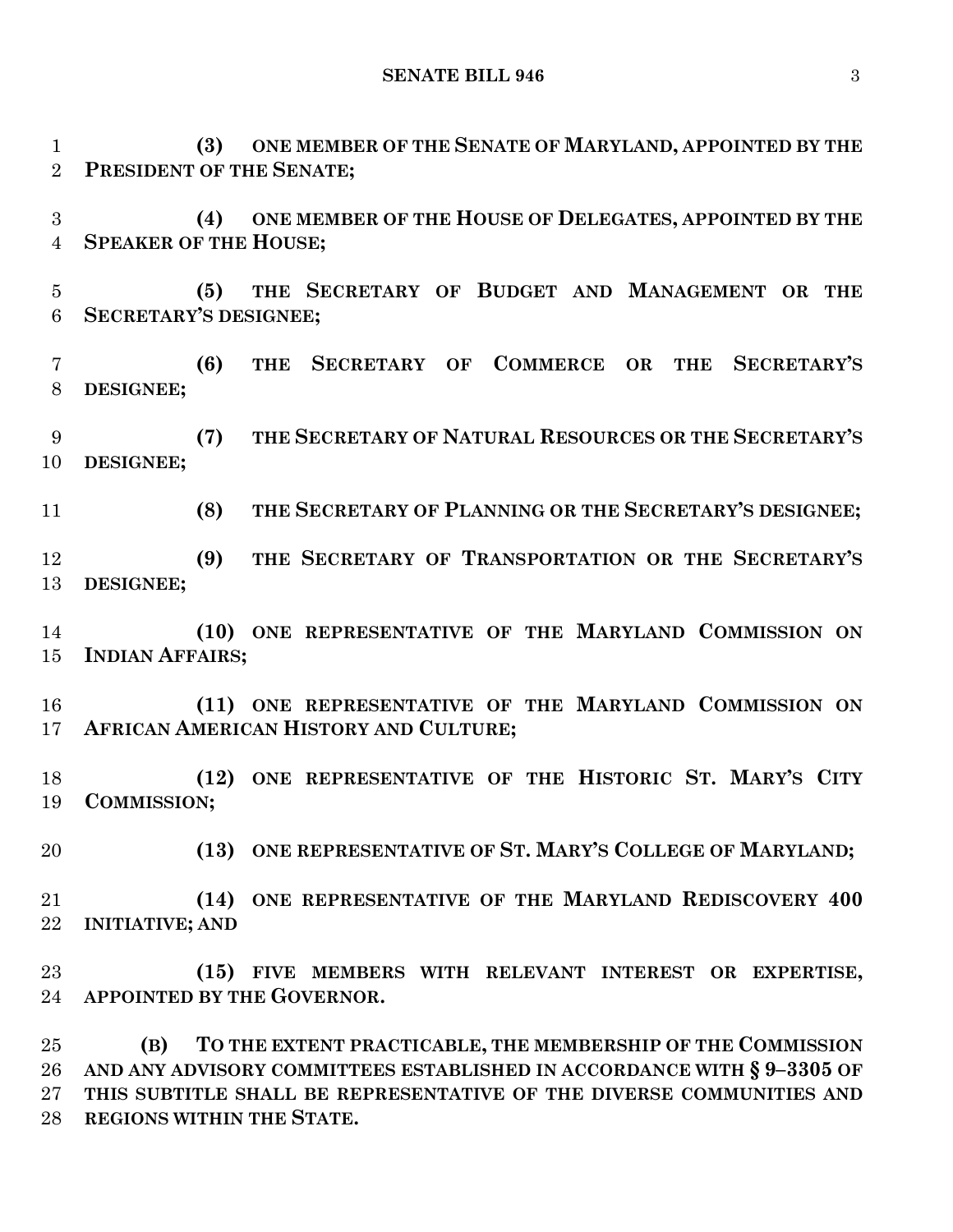**(3) ONE MEMBER OF THE SENATE OF MARYLAND, APPOINTED BY THE PRESIDENT OF THE SENATE;**

**(4) ONE MEMBER OF THE HOUSE OF DELEGATES, APPOINTED BY THE SPEAKER OF THE HOUSE;**

**(5) THE SECRETARY OF BUDGET AND MANAGEMENT OR THE SECRETARY'S DESIGNEE;**

**(6) THE SECRETARY OF COMMERCE OR THE SECRETARY'S DESIGNEE;**

**(7) THE SECRETARY OF NATURAL RESOURCES OR THE SECRETARY'S DESIGNEE;**

**(8) THE SECRETARY OF PLANNING OR THE SECRETARY'S DESIGNEE;**

**(9) THE SECRETARY OF TRANSPORTATION OR THE SECRETARY'S DESIGNEE;**

**(10) ONE REPRESENTATIVE OF THE MARYLAND COMMISSION ON INDIAN AFFAIRS;**

**(11) ONE REPRESENTATIVE OF THE MARYLAND COMMISSION ON AFRICAN AMERICAN HISTORY AND CULTURE;**

**(12) ONE REPRESENTATIVE OF THE HISTORIC ST. MARY'S CITY COMMISSION;**

**(13) ONE REPRESENTATIVE OF ST. MARY'S COLLEGE OF MARYLAND;**

**(14) ONE REPRESENTATIVE OF THE MARYLAND REDISCOVERY 400 INITIATIVE; AND**

**(15) FIVE MEMBERS WITH RELEVANT INTEREST OR EXPERTISE, APPOINTED BY THE GOVERNOR.**

**(B) TO THE EXTENT PRACTICABLE, THE MEMBERSHIP OF THE COMMISSION AND ANY ADVISORY COMMITTEES ESTABLISHED IN ACCORDANCE WITH § 9–3305 OF THIS SUBTITLE SHALL BE REPRESENTATIVE OF THE DIVERSE COMMUNITIES AND REGIONS WITHIN THE STATE.**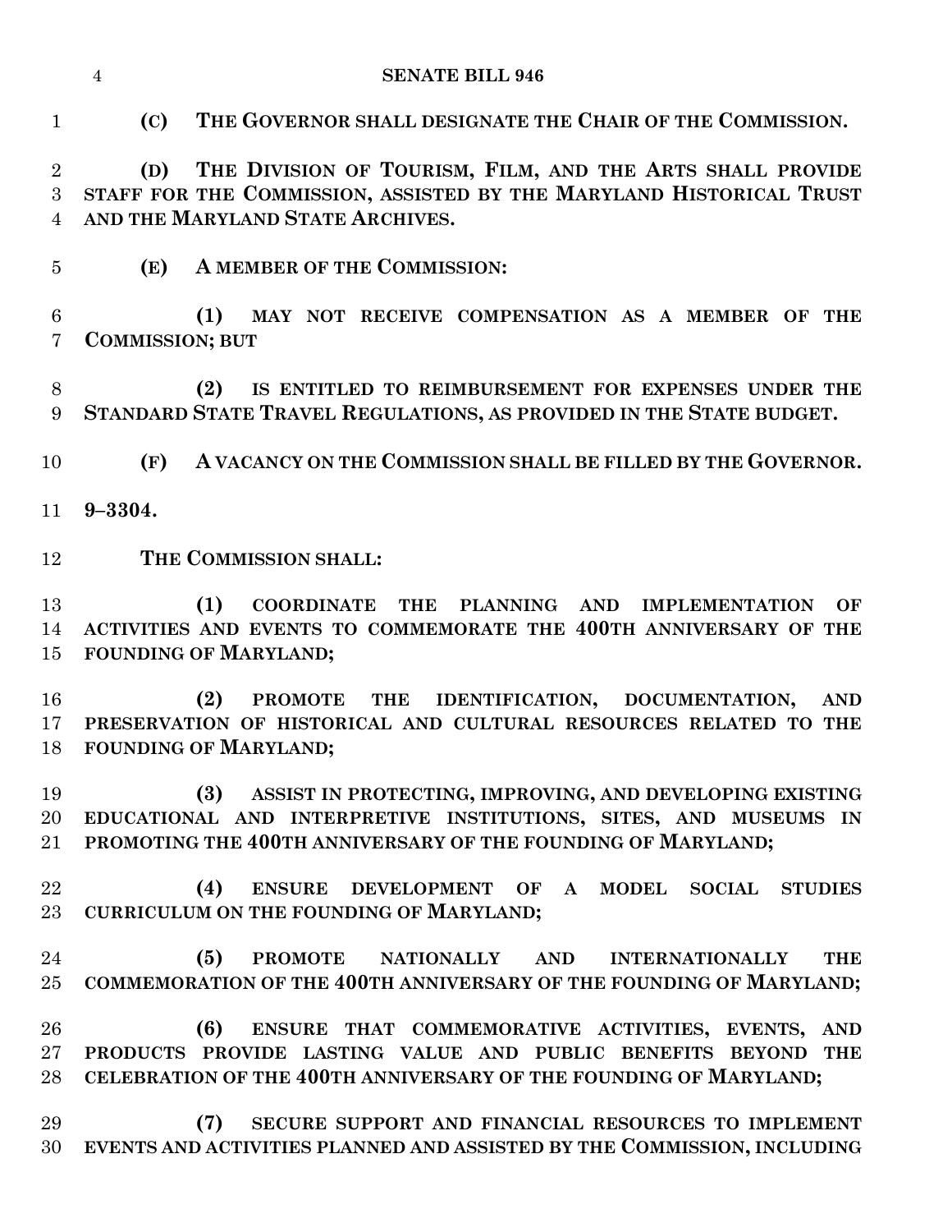**(C) THE GOVERNOR SHALL DESIGNATE THE CHAIR OF THE COMMISSION.**

**(D) THE DIVISION OF TOURISM, FILM, AND THE ARTS SHALL PROVIDE STAFF FOR THE COMMISSION, ASSISTED BY THE MARYLAND HISTORICAL TRUST AND THE MARYLAND STATE ARCHIVES.**

**(E) A MEMBER OF THE COMMISSION:**

**(1) MAY NOT RECEIVE COMPENSATION AS A MEMBER OF THE COMMISSION; BUT**

**(2) IS ENTITLED TO REIMBURSEMENT FOR EXPENSES UNDER THE STANDARD STATE TRAVEL REGULATIONS, AS PROVIDED IN THE STATE BUDGET.**

**(F) A VACANCY ON THE COMMISSION SHALL BE FILLED BY THE GOVERNOR.**

**9–3304.**

**THE COMMISSION SHALL:**

**(1) COORDINATE THE PLANNING AND IMPLEMENTATION OF ACTIVITIES AND EVENTS TO COMMEMORATE THE 400TH ANNIVERSARY OF THE FOUNDING OF MARYLAND;**

**(2) PROMOTE THE IDENTIFICATION, DOCUMENTATION, AND PRESERVATION OF HISTORICAL AND CULTURAL RESOURCES RELATED TO THE FOUNDING OF MARYLAND;**

**(3) ASSIST IN PROTECTING, IMPROVING, AND DEVELOPING EXISTING EDUCATIONAL AND INTERPRETIVE INSTITUTIONS, SITES, AND MUSEUMS IN PROMOTING THE 400TH ANNIVERSARY OF THE FOUNDING OF MARYLAND;**

**(4) ENSURE DEVELOPMENT OF A MODEL SOCIAL STUDIES CURRICULUM ON THE FOUNDING OF MARYLAND;**

**(5) PROMOTE NATIONALLY AND INTERNATIONALLY THE COMMEMORATION OF THE 400TH ANNIVERSARY OF THE FOUNDING OF MARYLAND;**

**(6) ENSURE THAT COMMEMORATIVE ACTIVITIES, EVENTS, AND PRODUCTS PROVIDE LASTING VALUE AND PUBLIC BENEFITS BEYOND THE CELEBRATION OF THE 400TH ANNIVERSARY OF THE FOUNDING OF MARYLAND;**

**(7) SECURE SUPPORT AND FINANCIAL RESOURCES TO IMPLEMENT EVENTS AND ACTIVITIES PLANNED AND ASSISTED BY THE COMMISSION, INCLUDING**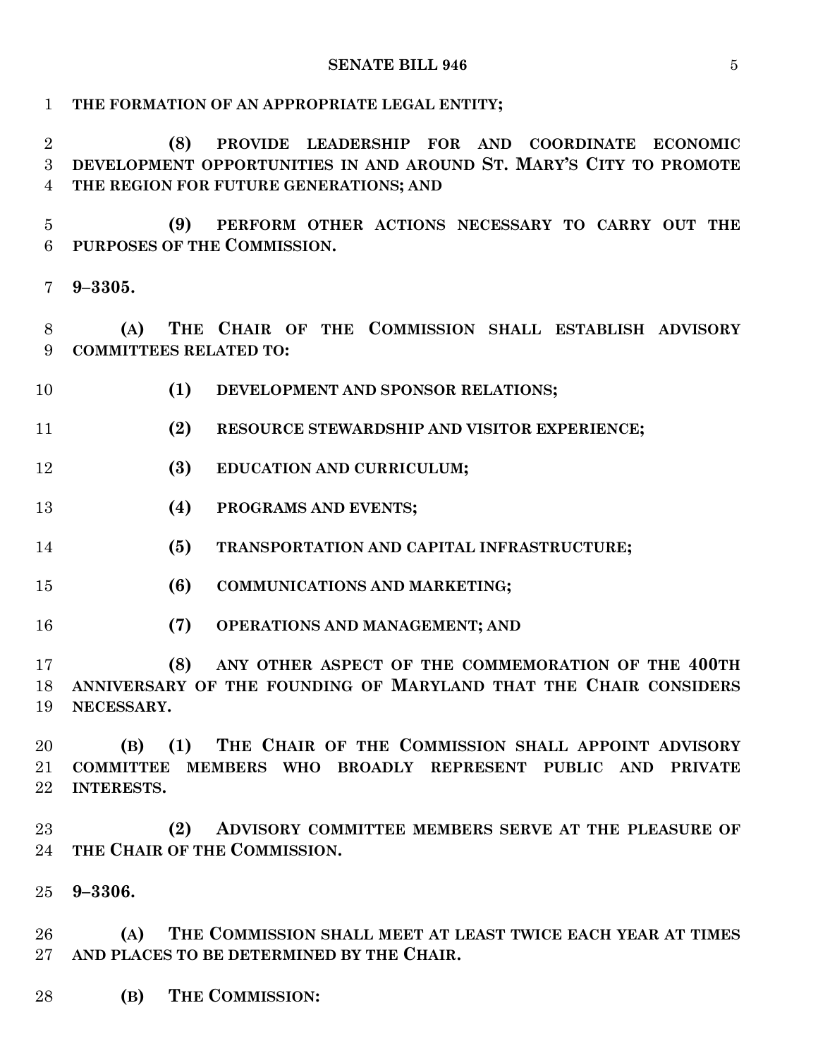**THE FORMATION OF AN APPROPRIATE LEGAL ENTITY;**

**(8) PROVIDE LEADERSHIP FOR AND COORDINATE ECONOMIC DEVELOPMENT OPPORTUNITIES IN AND AROUND ST. MARY'S CITY TO PROMOTE THE REGION FOR FUTURE GENERATIONS; AND**

**(9) PERFORM OTHER ACTIONS NECESSARY TO CARRY OUT THE PURPOSES OF THE COMMISSION.**

**9–3305.**

**(A) THE CHAIR OF THE COMMISSION SHALL ESTABLISH ADVISORY COMMITTEES RELATED TO:**

**(1) DEVELOPMENT AND SPONSOR RELATIONS;**

**(2) RESOURCE STEWARDSHIP AND VISITOR EXPERIENCE;**

**(3) EDUCATION AND CURRICULUM;**

**(4) PROGRAMS AND EVENTS;**

**(5) TRANSPORTATION AND CAPITAL INFRASTRUCTURE;**

**(6) COMMUNICATIONS AND MARKETING;**

**(7) OPERATIONS AND MANAGEMENT; AND**

**(8) ANY OTHER ASPECT OF THE COMMEMORATION OF THE 400TH ANNIVERSARY OF THE FOUNDING OF MARYLAND THAT THE CHAIR CONSIDERS NECESSARY.**

**(B) (1) THE CHAIR OF THE COMMISSION SHALL APPOINT ADVISORY COMMITTEE MEMBERS WHO BROADLY REPRESENT PUBLIC AND PRIVATE INTERESTS.**

**(2) ADVISORY COMMITTEE MEMBERS SERVE AT THE PLEASURE OF THE CHAIR OF THE COMMISSION.**

**9–3306.**

**(A) THE COMMISSION SHALL MEET AT LEAST TWICE EACH YEAR AT TIMES AND PLACES TO BE DETERMINED BY THE CHAIR.**

**(B) THE COMMISSION:**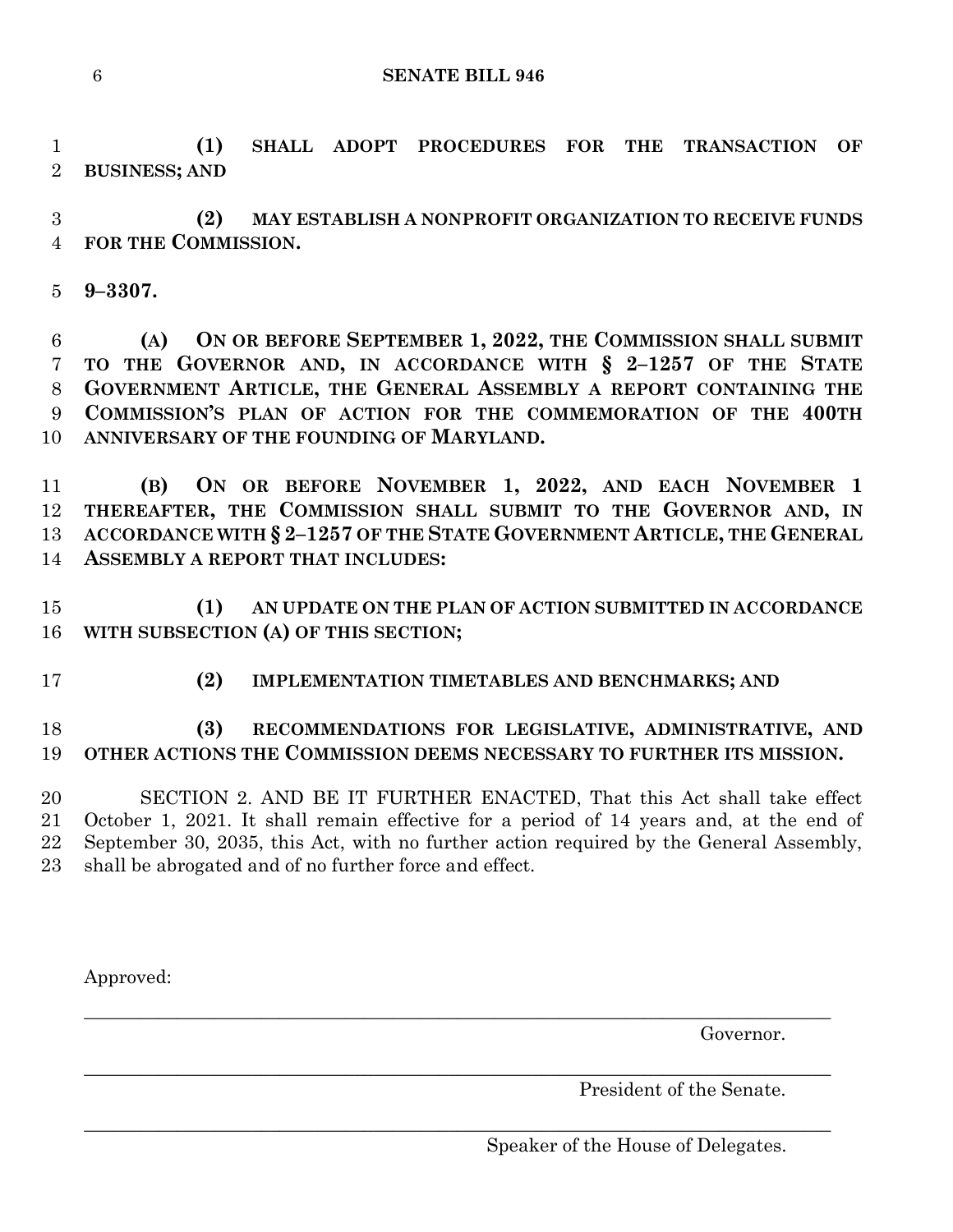**(1) SHALL ADOPT PROCEDURES FOR THE TRANSACTION OF BUSINESS; AND**

**(2) MAY ESTABLISH A NONPROFIT ORGANIZATION TO RECEIVE FUNDS FOR THE COMMISSION.**

**9–3307.**

**(A) ON OR BEFORE SEPTEMBER 1, 2022, THE COMMISSION SHALL SUBMIT TO THE GOVERNOR AND, IN ACCORDANCE WITH § 2–1257 OF THE STATE GOVERNMENT ARTICLE, THE GENERAL ASSEMBLY A REPORT CONTAINING THE COMMISSION'S PLAN OF ACTION FOR THE COMMEMORATION OF THE 400TH ANNIVERSARY OF THE FOUNDING OF MARYLAND.**

**(B) ON OR BEFORE NOVEMBER 1, 2022, AND EACH NOVEMBER 1 THEREAFTER, THE COMMISSION SHALL SUBMIT TO THE GOVERNOR AND, IN ACCORDANCE WITH § 2–1257 OF THE STATE GOVERNMENT ARTICLE, THE GENERAL ASSEMBLY A REPORT THAT INCLUDES:**

**(1) AN UPDATE ON THE PLAN OF ACTION SUBMITTED IN ACCORDANCE WITH SUBSECTION (A) OF THIS SECTION;**

**(2) IMPLEMENTATION TIMETABLES AND BENCHMARKS; AND**

**(3) RECOMMENDATIONS FOR LEGISLATIVE, ADMINISTRATIVE, AND OTHER ACTIONS THE COMMISSION DEEMS NECESSARY TO FURTHER ITS MISSION.**

SECTION 2. AND BE IT FURTHER ENACTED, That this Act shall take effect October 1, 2021. It shall remain effective for a period of 14 years and, at the end of September 30, 2035, this Act, with no further action required by the General Assembly, shall be abrogated and of no further force and effect.

Approved:

\_\_\_\_\_\_\_\_\_\_\_\_\_\_\_\_\_\_\_\_\_\_\_\_\_\_\_\_\_\_\_\_\_\_\_\_\_\_\_\_\_\_\_\_\_\_\_\_\_\_\_\_\_\_\_\_\_\_\_\_\_\_\_\_\_\_\_\_\_\_\_\_\_\_\_\_\_\_

Governor.

\_\_\_\_\_\_\_\_\_\_\_\_\_\_\_\_\_\_\_\_\_\_\_\_\_\_\_\_\_\_\_\_\_\_\_\_\_\_\_\_\_\_\_\_\_\_\_\_\_\_\_\_\_\_\_\_\_\_\_\_\_\_\_\_\_\_\_\_\_\_\_\_\_\_\_\_\_\_

President of the Senate.

\_\_\_\_\_\_\_\_\_\_\_\_\_\_\_\_\_\_\_\_\_\_\_\_\_\_\_\_\_\_\_\_\_\_\_\_\_\_\_\_\_\_\_\_\_\_\_\_\_\_\_\_\_\_\_\_\_\_\_\_\_\_\_\_\_\_\_\_\_\_\_\_\_\_\_\_\_\_

Speaker of the House of Delegates.